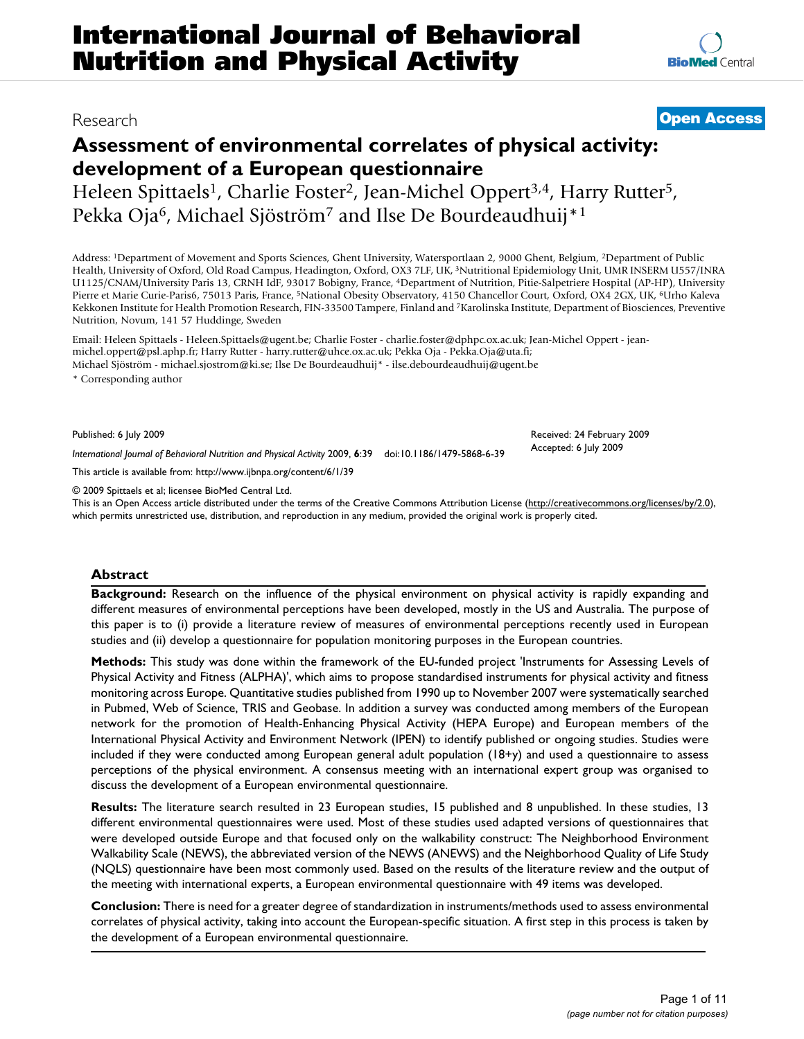# International Journal of Behavioral Nutrition and Physical Activity

Research

**Open Access**

# Assessment of environmental correlates of physical activity: development of a European questionnaire

Heleen Spittaels[1], Charlie Foster[2], Jean-Michel Oppert[3,4], Harry Rutter[5], Pekka Oja[6], Michael Sjöström[7] and Ilse De Bourdeaudhuij*[1]

Address: [1]Department of Movement and Sports Sciences, Ghent University, Watersportlaan 2, 9000 Ghent, Belgium, [2]Department of Public Health, University of Oxford, Old Road Campus, Headington, Oxford, OX3 7LF, UK, [3]Nutritional Epidemiology Unit, UMR INSERM U557/INRA U1125/CNAM/University Paris 13, CRNH IdF, 93017 Bobigny, France, [4]Department of Nutrition, Pitie-Salpetriere Hospital (AP-HP), University Pierre et Marie Curie-Paris6, 75013 Paris, France, [5]National Obesity Observatory, 4150 Chancellor Court, Oxford, OX4 2GX, UK, [6]Urho Kaleva Kekkonen Institute for Health Promotion Research, FIN-33500 Tampere, Finland and [7]Karolinska Institute, Department of Biosciences, Preventive Nutrition, Novum, 141 57 Huddinge, Sweden

Email: Heleen Spittaels - Heleen.Spittaels@ugent.be; Charlie Foster - charlie.foster@dphpc.ox.ac.uk; Jean-Michel Oppert - jean-michel.oppert@psl.aphp.fr; Harry Rutter - harry.rutter@uhce.ox.ac.uk; Pekka Oja - Pekka.Oja@uta.fi; Michael Sjöström - michael.sjostrom@ki.se; Ilse De Bourdeaudhuij* - ilse.debourdeaudhuij@ugent.be

* Corresponding author

Published: 6 July 2009

*International Journal of Behavioral Nutrition and Physical Activity* 2009, **6**:39 doi:10.1186/1479-5868-6-39

Received: 24 February 2009
Accepted: 6 July 2009

This article is available from: http://www.ijbnpa.org/content/6/1/39

© 2009 Spittaels et al; licensee BioMed Central Ltd.
This is an Open Access article distributed under the terms of the Creative Commons Attribution License (http://creativecommons.org/licenses/by/2.0), which permits unrestricted use, distribution, and reproduction in any medium, provided the original work is properly cited.

## Abstract

**Background:** Research on the influence of the physical environment on physical activity is rapidly expanding and different measures of environmental perceptions have been developed, mostly in the US and Australia. The purpose of this paper is to (i) provide a literature review of measures of environmental perceptions recently used in European studies and (ii) develop a questionnaire for population monitoring purposes in the European countries.

**Methods:** This study was done within the framework of the EU-funded project 'Instruments for Assessing Levels of Physical Activity and Fitness (ALPHA)', which aims to propose standardised instruments for physical activity and fitness monitoring across Europe. Quantitative studies published from 1990 up to November 2007 were systematically searched in Pubmed, Web of Science, TRIS and Geobase. In addition a survey was conducted among members of the European network for the promotion of Health-Enhancing Physical Activity (HEPA Europe) and European members of the International Physical Activity and Environment Network (IPEN) to identify published or ongoing studies. Studies were included if they were conducted among European general adult population (18+y) and used a questionnaire to assess perceptions of the physical environment. A consensus meeting with an international expert group was organised to discuss the development of a European environmental questionnaire.

**Results:** The literature search resulted in 23 European studies, 15 published and 8 unpublished. In these studies, 13 different environmental questionnaires were used. Most of these studies used adapted versions of questionnaires that were developed outside Europe and that focused only on the walkability construct: The Neighborhood Environment Walkability Scale (NEWS), the abbreviated version of the NEWS (ANEWS) and the Neighborhood Quality of Life Study (NQLS) questionnaire have been most commonly used. Based on the results of the literature review and the output of the meeting with international experts, a European environmental questionnaire with 49 items was developed.

**Conclusion:** There is need for a greater degree of standardization in instruments/methods used to assess environmental correlates of physical activity, taking into account the European-specific situation. A first step in this process is taken by the development of a European environmental questionnaire.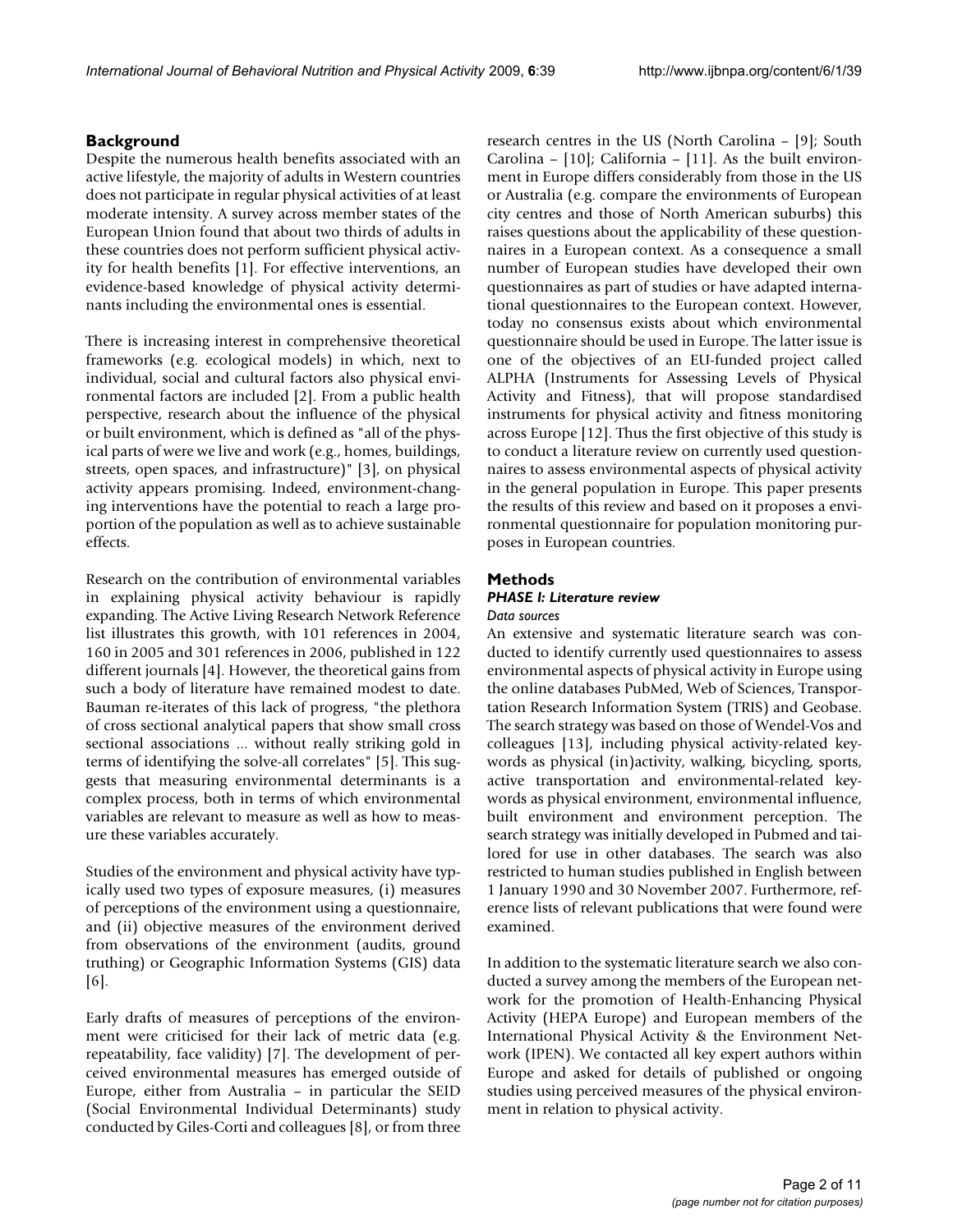## Background

Despite the numerous health benefits associated with an active lifestyle, the majority of adults in Western countries does not participate in regular physical activities of at least moderate intensity. A survey across member states of the European Union found that about two thirds of adults in these countries does not perform sufficient physical activity for health benefits [1]. For effective interventions, an evidence-based knowledge of physical activity determinants including the environmental ones is essential.

There is increasing interest in comprehensive theoretical frameworks (e.g. ecological models) in which, next to individual, social and cultural factors also physical environmental factors are included [2]. From a public health perspective, research about the influence of the physical or built environment, which is defined as "all of the physical parts of were we live and work (e.g., homes, buildings, streets, open spaces, and infrastructure)" [3], on physical activity appears promising. Indeed, environment-changing interventions have the potential to reach a large proportion of the population as well as to achieve sustainable effects.

Research on the contribution of environmental variables in explaining physical activity behaviour is rapidly expanding. The Active Living Research Network Reference list illustrates this growth, with 101 references in 2004, 160 in 2005 and 301 references in 2006, published in 122 different journals [4]. However, the theoretical gains from such a body of literature have remained modest to date. Bauman re-iterates of this lack of progress, "the plethora of cross sectional analytical papers that show small cross sectional associations ... without really striking gold in terms of identifying the solve-all correlates" [5]. This suggests that measuring environmental determinants is a complex process, both in terms of which environmental variables are relevant to measure as well as how to measure these variables accurately.

Studies of the environment and physical activity have typically used two types of exposure measures, (i) measures of perceptions of the environment using a questionnaire, and (ii) objective measures of the environment derived from observations of the environment (audits, ground truthing) or Geographic Information Systems (GIS) data [6].

Early drafts of measures of perceptions of the environment were criticised for their lack of metric data (e.g. repeatability, face validity) [7]. The development of perceived environmental measures has emerged outside of Europe, either from Australia – in particular the SEID (Social Environmental Individual Determinants) study conducted by Giles-Corti and colleagues [8], or from three research centres in the US (North Carolina – [9]; South Carolina – [10]; California – [11]. As the built environment in Europe differs considerably from those in the US or Australia (e.g. compare the environments of European city centres and those of North American suburbs) this raises questions about the applicability of these questionnaires in a European context. As a consequence a small number of European studies have developed their own questionnaires as part of studies or have adapted international questionnaires to the European context. However, today no consensus exists about which environmental questionnaire should be used in Europe. The latter issue is one of the objectives of an EU-funded project called ALPHA (Instruments for Assessing Levels of Physical Activity and Fitness), that will propose standardised instruments for physical activity and fitness monitoring across Europe [12]. Thus the first objective of this study is to conduct a literature review on currently used questionnaires to assess environmental aspects of physical activity in the general population in Europe. This paper presents the results of this review and based on it proposes a environmental questionnaire for population monitoring purposes in European countries.

## Methods

### *PHASE I: Literature review*

#### *Data sources*

An extensive and systematic literature search was conducted to identify currently used questionnaires to assess environmental aspects of physical activity in Europe using the online databases PubMed, Web of Sciences, Transportation Research Information System (TRIS) and Geobase. The search strategy was based on those of Wendel-Vos and colleagues [13], including physical activity-related keywords as physical (in)activity, walking, bicycling, sports, active transportation and environmental-related keywords as physical environment, environmental influence, built environment and environment perception. The search strategy was initially developed in Pubmed and tailored for use in other databases. The search was also restricted to human studies published in English between 1 January 1990 and 30 November 2007. Furthermore, reference lists of relevant publications that were found were examined.

In addition to the systematic literature search we also conducted a survey among the members of the European network for the promotion of Health-Enhancing Physical Activity (HEPA Europe) and European members of the International Physical Activity & the Environment Network (IPEN). We contacted all key expert authors within Europe and asked for details of published or ongoing studies using perceived measures of the physical environment in relation to physical activity.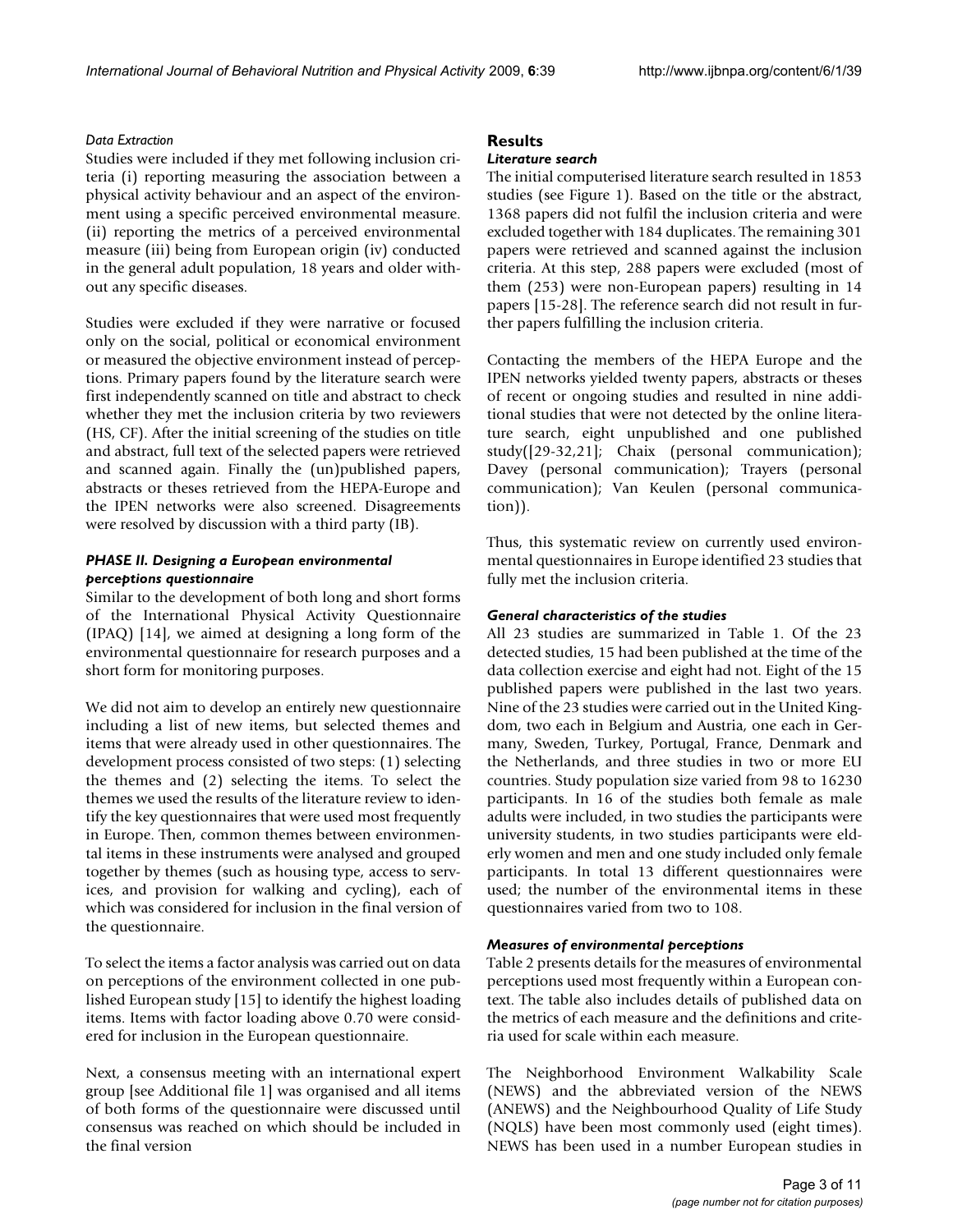#### *Data Extraction*

Studies were included if they met following inclusion criteria (i) reporting measuring the association between a physical activity behaviour and an aspect of the environment using a specific perceived environmental measure. (ii) reporting the metrics of a perceived environmental measure (iii) being from European origin (iv) conducted in the general adult population, 18 years and older without any specific diseases.

Studies were excluded if they were narrative or focused only on the social, political or economical environment or measured the objective environment instead of perceptions. Primary papers found by the literature search were first independently scanned on title and abstract to check whether they met the inclusion criteria by two reviewers (HS, CF). After the initial screening of the studies on title and abstract, full text of the selected papers were retrieved and scanned again. Finally the (un)published papers, abstracts or theses retrieved from the HEPA-Europe and the IPEN networks were also screened. Disagreements were resolved by discussion with a third party (IB).

### *PHASE II. Designing a European environmental perceptions questionnaire*

Similar to the development of both long and short forms of the International Physical Activity Questionnaire (IPAQ) [14], we aimed at designing a long form of the environmental questionnaire for research purposes and a short form for monitoring purposes.

We did not aim to develop an entirely new questionnaire including a list of new items, but selected themes and items that were already used in other questionnaires. The development process consisted of two steps: (1) selecting the themes and (2) selecting the items. To select the themes we used the results of the literature review to identify the key questionnaires that were used most frequently in Europe. Then, common themes between environmental items in these instruments were analysed and grouped together by themes (such as housing type, access to services, and provision for walking and cycling), each of which was considered for inclusion in the final version of the questionnaire.

To select the items a factor analysis was carried out on data on perceptions of the environment collected in one published European study [15] to identify the highest loading items. Items with factor loading above 0.70 were considered for inclusion in the European questionnaire.

Next, a consensus meeting with an international expert group [see Additional file 1] was organised and all items of both forms of the questionnaire were discussed until consensus was reached on which should be included in the final version

## Results

### *Literature search*

The initial computerised literature search resulted in 1853 studies (see Figure 1). Based on the title or the abstract, 1368 papers did not fulfil the inclusion criteria and were excluded together with 184 duplicates. The remaining 301 papers were retrieved and scanned against the inclusion criteria. At this step, 288 papers were excluded (most of them (253) were non-European papers) resulting in 14 papers [15-28]. The reference search did not result in further papers fulfilling the inclusion criteria.

Contacting the members of the HEPA Europe and the IPEN networks yielded twenty papers, abstracts or theses of recent or ongoing studies and resulted in nine additional studies that were not detected by the online literature search, eight unpublished and one published study([29-32,21]; Chaix (personal communication); Davey (personal communication); Trayers (personal communication); Van Keulen (personal communication)).

Thus, this systematic review on currently used environmental questionnaires in Europe identified 23 studies that fully met the inclusion criteria.

### *General characteristics of the studies*

All 23 studies are summarized in Table 1. Of the 23 detected studies, 15 had been published at the time of the data collection exercise and eight had not. Eight of the 15 published papers were published in the last two years. Nine of the 23 studies were carried out in the United Kingdom, two each in Belgium and Austria, one each in Germany, Sweden, Turkey, Portugal, France, Denmark and the Netherlands, and three studies in two or more EU countries. Study population size varied from 98 to 16230 participants. In 16 of the studies both female as male adults were included, in two studies the participants were university students, in two studies participants were elderly women and men and one study included only female participants. In total 13 different questionnaires were used; the number of the environmental items in these questionnaires varied from two to 108.

### *Measures of environmental perceptions*

Table 2 presents details for the measures of environmental perceptions used most frequently within a European context. The table also includes details of published data on the metrics of each measure and the definitions and criteria used for scale within each measure.

The Neighborhood Environment Walkability Scale (NEWS) and the abbreviated version of the NEWS (ANEWS) and the Neighbourhood Quality of Life Study (NQLS) have been most commonly used (eight times). NEWS has been used in a number European studies in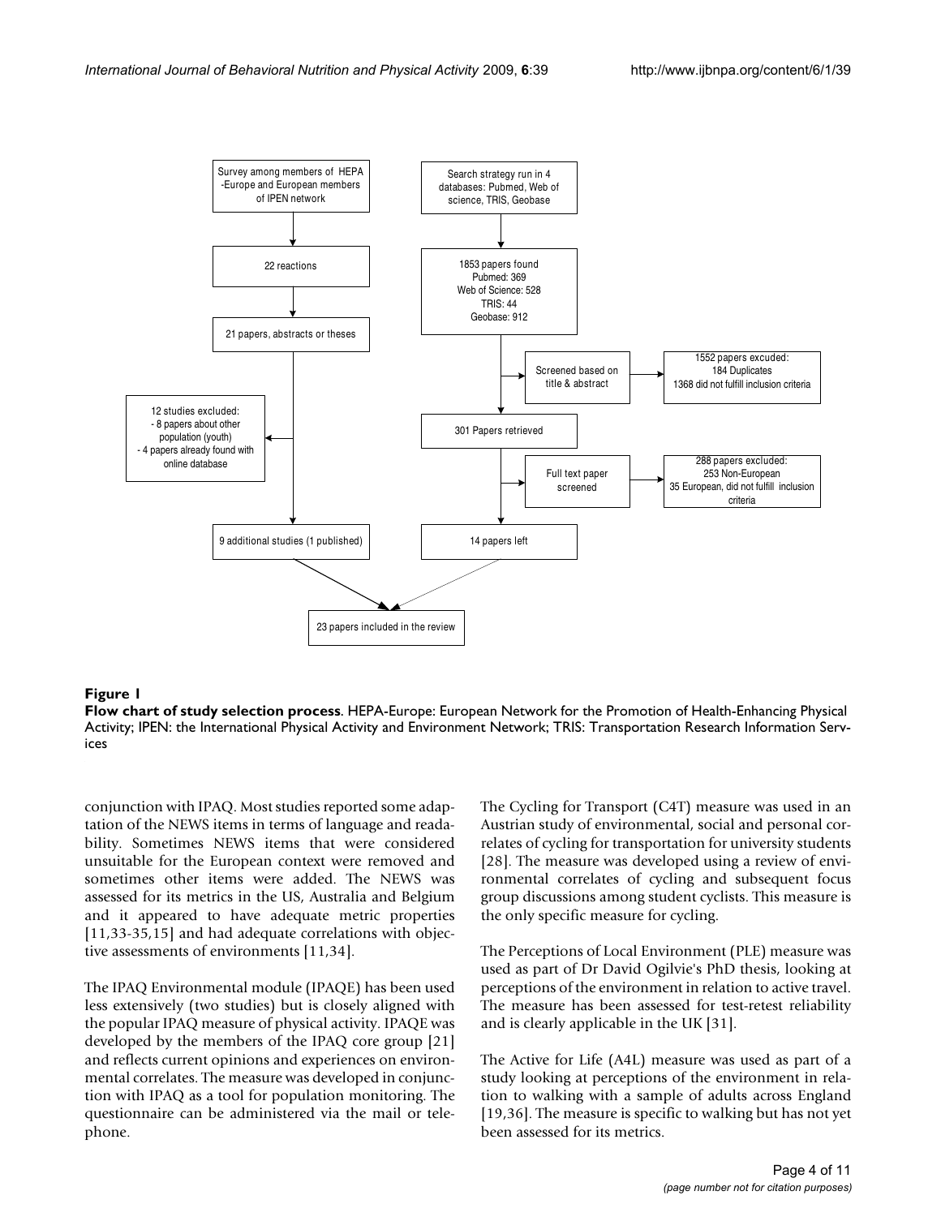Survey among members of HEPA -Europe and European members of IPEN network

22 reactions

21 papers, abstracts or theses

12 studies excluded:
- 8 papers about other population (youth)
- 4 papers already found with online database

9 additional studies (1 published)

Search strategy run in 4 databases: Pubmed, Web of science, TRIS, Geobase

1853 papers found
Pubmed: 369
Web of Science: 528
TRIS: 44
Geobase: 912

Screened based on title & abstract

1552 papers excuded:
184 Duplicates
1368 did not fulfill inclusion criteria

301 Papers retrieved

Full text paper screened

288 papers excluded:
253 Non-European
35 European, did not fulfill inclusion criteria

14 papers left

23 papers included in the review

**Figure 1**

**Flow chart of study selection process**. HEPA-Europe: European Network for the Promotion of Health-Enhancing Physical Activity; IPEN: the International Physical Activity and Environment Network; TRIS: Transportation Research Information Services

conjunction with IPAQ. Most studies reported some adaptation of the NEWS items in terms of language and readability. Sometimes NEWS items that were considered unsuitable for the European context were removed and sometimes other items were added. The NEWS was assessed for its metrics in the US, Australia and Belgium and it appeared to have adequate metric properties [11,33-35,15] and had adequate correlations with objective assessments of environments [11,34].

The IPAQ Environmental module (IPAQE) has been used less extensively (two studies) but is closely aligned with the popular IPAQ measure of physical activity. IPAQE was developed by the members of the IPAQ core group [21] and reflects current opinions and experiences on environmental correlates. The measure was developed in conjunction with IPAQ as a tool for population monitoring. The questionnaire can be administered via the mail or telephone.

The Cycling for Transport (C4T) measure was used in an Austrian study of environmental, social and personal correlates of cycling for transportation for university students [28]. The measure was developed using a review of environmental correlates of cycling and subsequent focus group discussions among student cyclists. This measure is the only specific measure for cycling.

The Perceptions of Local Environment (PLE) measure was used as part of Dr David Ogilvie's PhD thesis, looking at perceptions of the environment in relation to active travel. The measure has been assessed for test-retest reliability and is clearly applicable in the UK [31].

The Active for Life (A4L) measure was used as part of a study looking at perceptions of the environment in relation to walking with a sample of adults across England [19,36]. The measure is specific to walking but has not yet been assessed for its metrics.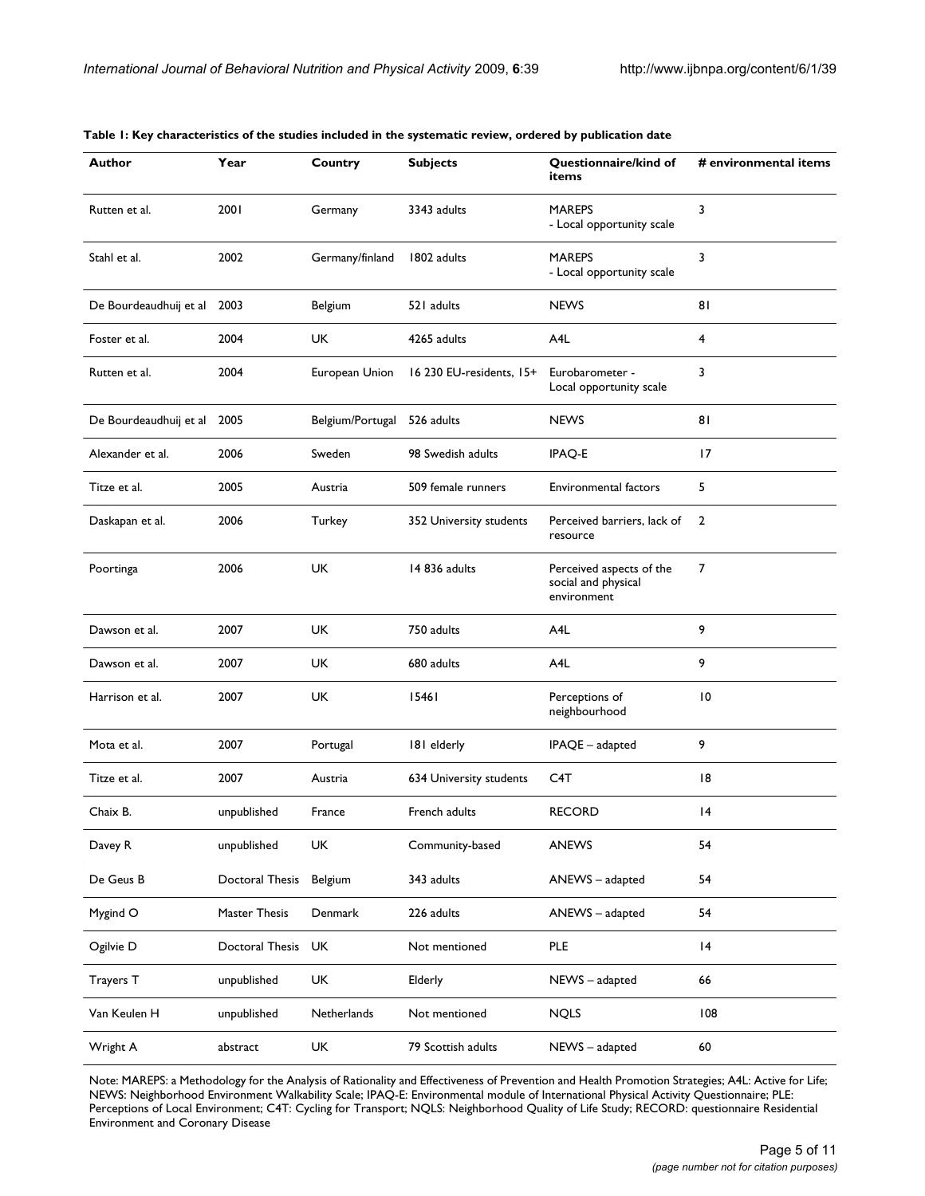**Table 1: Key characteristics of the studies included in the systematic review, ordered by publication date**

| Author | Year | Country | Subjects | Questionnaire/kind of items | # environmental items |
| --- | --- | --- | --- | --- | --- |
| Rutten et al. | 2001 | Germany | 3343 adults | MAREPS - Local opportunity scale | 3 |
| Stahl et al. | 2002 | Germany/finland | 1802 adults | MAREPS - Local opportunity scale | 3 |
| De Bourdeaudhuij et al | 2003 | Belgium | 521 adults | NEWS | 81 |
| Foster et al. | 2004 | UK | 4265 adults | A4L | 4 |
| Rutten et al. | 2004 | European Union | 16 230 EU-residents, 15+ | Eurobarometer - Local opportunity scale | 3 |
| De Bourdeaudhuij et al | 2005 | Belgium/Portugal | 526 adults | NEWS | 81 |
| Alexander et al. | 2006 | Sweden | 98 Swedish adults | IPAQ-E | 17 |
| Titze et al. | 2005 | Austria | 509 female runners | Environmental factors | 5 |
| Daskapan et al. | 2006 | Turkey | 352 University students | Perceived barriers, lack of resource | 2 |
| Poortinga | 2006 | UK | 14 836 adults | Perceived aspects of the social and physical environment | 7 |
| Dawson et al. | 2007 | UK | 750 adults | A4L | 9 |
| Dawson et al. | 2007 | UK | 680 adults | A4L | 9 |
| Harrison et al. | 2007 | UK | 15461 | Perceptions of neighbourhood | 10 |
| Mota et al. | 2007 | Portugal | 181 elderly | IPAQE – adapted | 9 |
| Titze et al. | 2007 | Austria | 634 University students | C4T | 18 |
| Chaix B. | unpublished | France | French adults | RECORD | 14 |
| Davey R | unpublished | UK | Community-based | ANEWS | 54 |
| De Geus B | Doctoral Thesis | Belgium | 343 adults | ANEWS – adapted | 54 |
| Mygind O | Master Thesis | Denmark | 226 adults | ANEWS – adapted | 54 |
| Ogilvie D | Doctoral Thesis | UK | Not mentioned | PLE | 14 |
| Trayers T | unpublished | UK | Elderly | NEWS – adapted | 66 |
| Van Keulen H | unpublished | Netherlands | Not mentioned | NQLS | 108 |
| Wright A | abstract | UK | 79 Scottish adults | NEWS – adapted | 60 |

Note: MAREPS: a Methodology for the Analysis of Rationality and Effectiveness of Prevention and Health Promotion Strategies; A4L: Active for Life; NEWS: Neighborhood Environment Walkability Scale; IPAQ-E: Environmental module of International Physical Activity Questionnaire; PLE: Perceptions of Local Environment; C4T: Cycling for Transport; NQLS: Neighborhood Quality of Life Study; RECORD: questionnaire Residential Environment and Coronary Disease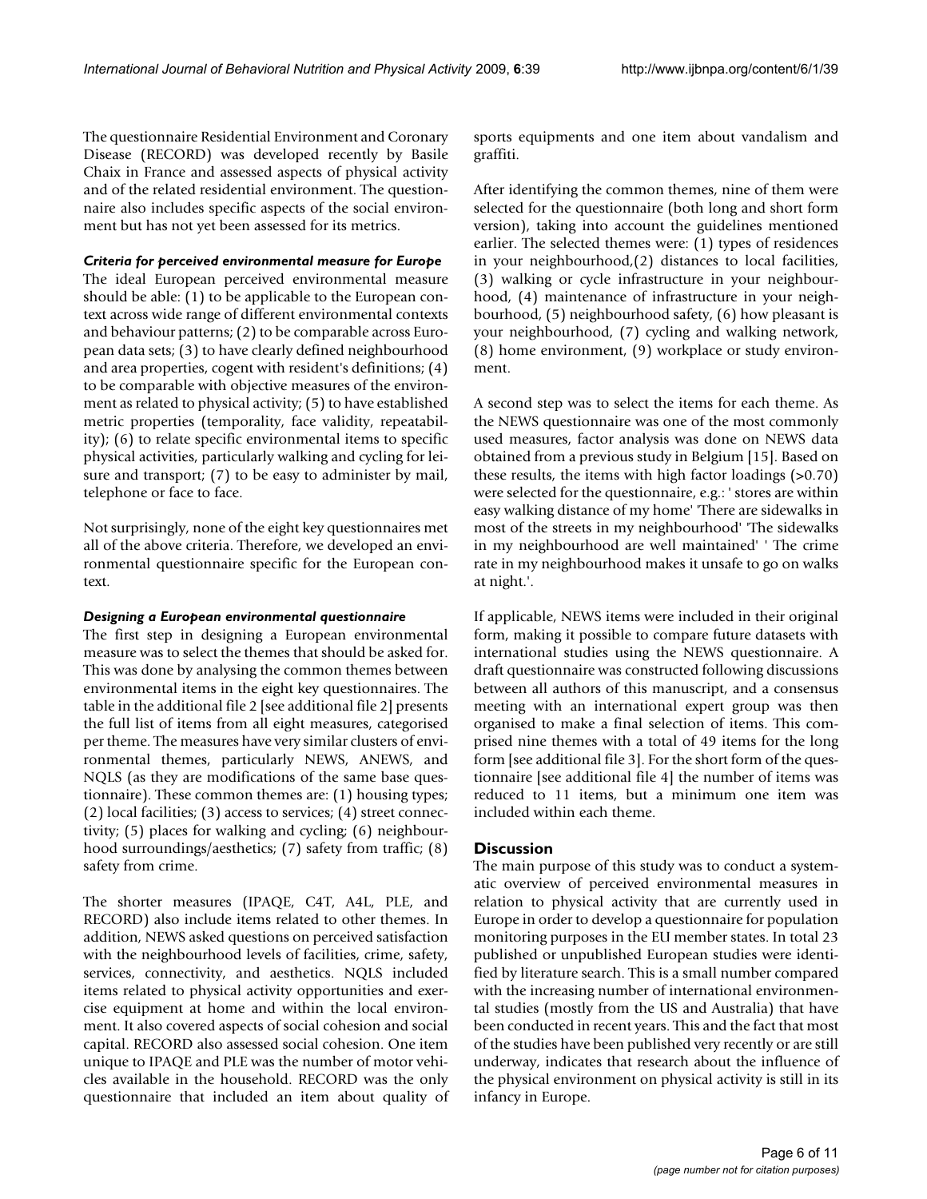The questionnaire Residential Environment and Coronary Disease (RECORD) was developed recently by Basile Chaix in France and assessed aspects of physical activity and of the related residential environment. The questionnaire also includes specific aspects of the social environment but has not yet been assessed for its metrics.

### *Criteria for perceived environmental measure for Europe*

The ideal European perceived environmental measure should be able: (1) to be applicable to the European context across wide range of different environmental contexts and behaviour patterns; (2) to be comparable across European data sets; (3) to have clearly defined neighbourhood and area properties, cogent with resident's definitions; (4) to be comparable with objective measures of the environment as related to physical activity; (5) to have established metric properties (temporality, face validity, repeatability); (6) to relate specific environmental items to specific physical activities, particularly walking and cycling for leisure and transport; (7) to be easy to administer by mail, telephone or face to face.

Not surprisingly, none of the eight key questionnaires met all of the above criteria. Therefore, we developed an environmental questionnaire specific for the European context.

### *Designing a European environmental questionnaire*

The first step in designing a European environmental measure was to select the themes that should be asked for. This was done by analysing the common themes between environmental items in the eight key questionnaires. The table in the additional file 2 [see additional file 2] presents the full list of items from all eight measures, categorised per theme. The measures have very similar clusters of environmental themes, particularly NEWS, ANEWS, and NQLS (as they are modifications of the same base questionnaire). These common themes are: (1) housing types; (2) local facilities; (3) access to services; (4) street connectivity; (5) places for walking and cycling; (6) neighbourhood surroundings/aesthetics; (7) safety from traffic; (8) safety from crime.

The shorter measures (IPAQE, C4T, A4L, PLE, and RECORD) also include items related to other themes. In addition, NEWS asked questions on perceived satisfaction with the neighbourhood levels of facilities, crime, safety, services, connectivity, and aesthetics. NQLS included items related to physical activity opportunities and exercise equipment at home and within the local environment. It also covered aspects of social cohesion and social capital. RECORD also assessed social cohesion. One item unique to IPAQE and PLE was the number of motor vehicles available in the household. RECORD was the only questionnaire that included an item about quality of sports equipments and one item about vandalism and graffiti.

After identifying the common themes, nine of them were selected for the questionnaire (both long and short form version), taking into account the guidelines mentioned earlier. The selected themes were: (1) types of residences in your neighbourhood,(2) distances to local facilities, (3) walking or cycle infrastructure in your neighbourhood, (4) maintenance of infrastructure in your neighbourhood, (5) neighbourhood safety, (6) how pleasant is your neighbourhood, (7) cycling and walking network, (8) home environment, (9) workplace or study environment.

A second step was to select the items for each theme. As the NEWS questionnaire was one of the most commonly used measures, factor analysis was done on NEWS data obtained from a previous study in Belgium [15]. Based on these results, the items with high factor loadings (>0.70) were selected for the questionnaire, e.g.: ' stores are within easy walking distance of my home' 'There are sidewalks in most of the streets in my neighbourhood' 'The sidewalks in my neighbourhood are well maintained' ' The crime rate in my neighbourhood makes it unsafe to go on walks at night.'.

If applicable, NEWS items were included in their original form, making it possible to compare future datasets with international studies using the NEWS questionnaire. A draft questionnaire was constructed following discussions between all authors of this manuscript, and a consensus meeting with an international expert group was then organised to make a final selection of items. This comprised nine themes with a total of 49 items for the long form [see additional file 3]. For the short form of the questionnaire [see additional file 4] the number of items was reduced to 11 items, but a minimum one item was included within each theme.

## Discussion

The main purpose of this study was to conduct a systematic overview of perceived environmental measures in relation to physical activity that are currently used in Europe in order to develop a questionnaire for population monitoring purposes in the EU member states. In total 23 published or unpublished European studies were identified by literature search. This is a small number compared with the increasing number of international environmental studies (mostly from the US and Australia) that have been conducted in recent years. This and the fact that most of the studies have been published very recently or are still underway, indicates that research about the influence of the physical environment on physical activity is still in its infancy in Europe.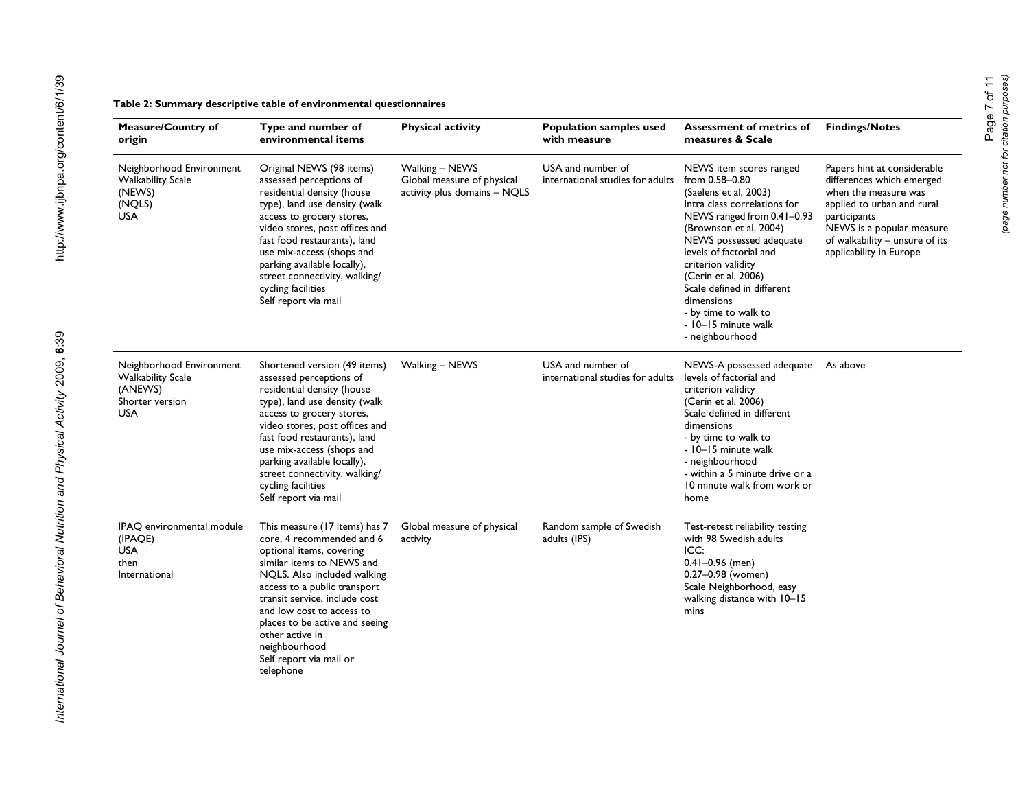**Table 2: Summary descriptive table of environmental questionnaires**

| Measure/Country of origin | Type and number of environmental items | Physical activity | Population samples used with measure | Assessment of metrics of measures & Scale | Findings/Notes |
| --- | --- | --- | --- | --- | --- |
| Neighborhood Environment Walkability Scale (NEWS) (NQLS) USA | Original NEWS (98 items) assessed perceptions of residential density (house type), land use density (walk access to grocery stores, video stores, post offices and fast food restaurants), land use mix-access (shops and parking available locally), street connectivity, walking/ cycling facilities Self report via mail | Walking – NEWS Global measure of physical activity plus domains – NQLS | USA and number of international studies for adults | NEWS item scores ranged from 0.58–0.80 (Saelens et al, 2003) Intra class correlations for NEWS ranged from 0.41–0.93 (Brownson et al, 2004) NEWS possessed adequate levels of factorial and criterion validity (Cerin et al, 2006) Scale defined in different dimensions - by time to walk to - 10–15 minute walk - neighbourhood | Papers hint at considerable differences which emerged when the measure was applied to urban and rural participants NEWS is a popular measure of walkability – unsure of its applicability in Europe |
| Neighborhood Environment Walkability Scale (ANEWS) Shorter version USA | Shortened version (49 items) assessed perceptions of residential density (house type), land use density (walk access to grocery stores, video stores, post offices and fast food restaurants), land use mix-access (shops and parking available locally), street connectivity, walking/ cycling facilities Self report via mail | Walking – NEWS | USA and number of international studies for adults | NEWS-A possessed adequate levels of factorial and criterion validity (Cerin et al, 2006) Scale defined in different dimensions - by time to walk to - 10–15 minute walk - neighbourhood - within a 5 minute drive or a 10 minute walk from work or home | As above |
| IPAQ environmental module (IPAQE) USA then International | This measure (17 items) has 7 core, 4 recommended and 6 optional items, covering similar items to NEWS and NQLS. Also included walking access to a public transport transit service, include cost and low cost to access to places to be active and seeing other active in neighbourhood Self report via mail or telephone | Global measure of physical activity | Random sample of Swedish adults (IPS) | Test-retest reliability testing with 98 Swedish adults ICC: 0.41–0.96 (men) 0.27–0.98 (women) Scale Neighborhood, easy walking distance with 10–15 mins | |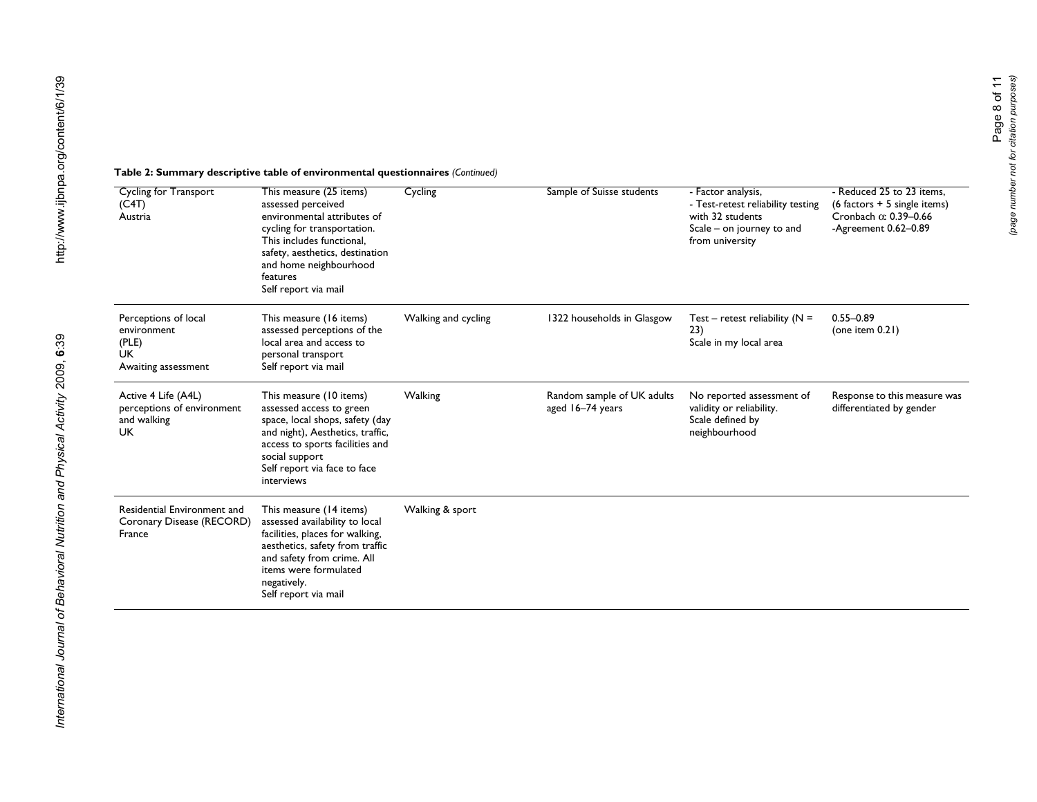**Table 2: Summary descriptive table of environmental questionnaires** *(Continued)*

| | | | | | |
|---|---|---|---|---|---|
| Cycling for Transport (C4T) Austria | This measure (25 items) assessed perceived environmental attributes of cycling for transportation. This includes functional, safety, aesthetics, destination and home neighbourhood features Self report via mail | Cycling | Sample of Suisse students | - Factor analysis, - Test-retest reliability testing with 32 students Scale – on journey to and from university | - Reduced 25 to 23 items, (6 factors + 5 single items) Cronbach α: 0.39–0.66 -Agreement 0.62–0.89 |
| Perceptions of local environment (PLE) UK Awaiting assessment | This measure (16 items) assessed perceptions of the local area and access to personal transport Self report via mail | Walking and cycling | 1322 households in Glasgow | Test – retest reliability (N = 23) Scale in my local area | 0.55–0.89 (one item 0.21) |
| Active 4 Life (A4L) perceptions of environment and walking UK | This measure (10 items) assessed access to green space, local shops, safety (day and night), Aesthetics, traffic, access to sports facilities and social support Self report via face to face interviews | Walking | Random sample of UK adults aged 16–74 years | No reported assessment of validity or reliability. Scale defined by neighbourhood | Response to this measure was differentiated by gender |
| Residential Environment and Coronary Disease (RECORD) France | This measure (14 items) assessed availability to local facilities, places for walking, aesthetics, safety from traffic and safety from crime. All items were formulated negatively. Self report via mail | Walking & sport | | | |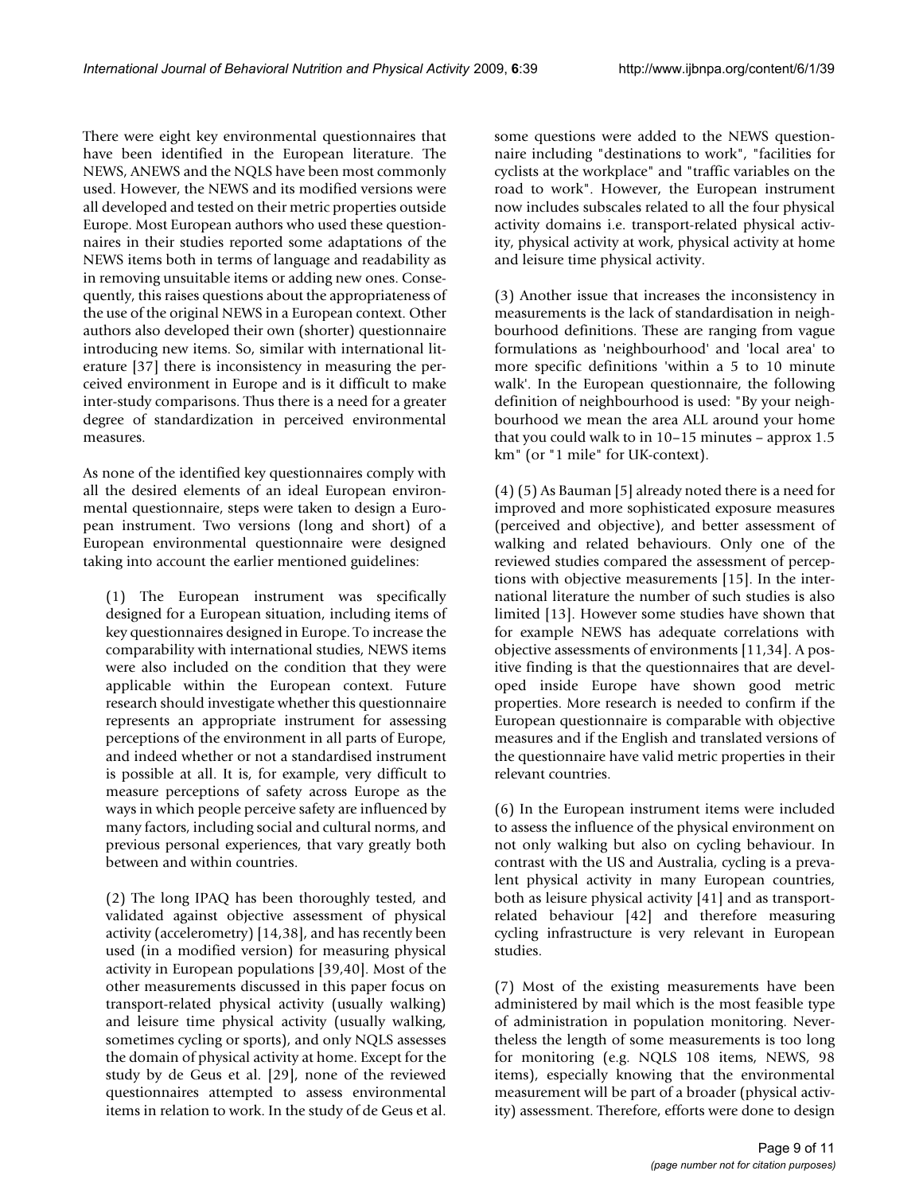There were eight key environmental questionnaires that have been identified in the European literature. The NEWS, ANEWS and the NQLS have been most commonly used. However, the NEWS and its modified versions were all developed and tested on their metric properties outside Europe. Most European authors who used these questionnaires in their studies reported some adaptations of the NEWS items both in terms of language and readability as in removing unsuitable items or adding new ones. Consequently, this raises questions about the appropriateness of the use of the original NEWS in a European context. Other authors also developed their own (shorter) questionnaire introducing new items. So, similar with international literature [37] there is inconsistency in measuring the perceived environment in Europe and is it difficult to make inter-study comparisons. Thus there is a need for a greater degree of standardization in perceived environmental measures.

As none of the identified key questionnaires comply with all the desired elements of an ideal European environmental questionnaire, steps were taken to design a European instrument. Two versions (long and short) of a European environmental questionnaire were designed taking into account the earlier mentioned guidelines:

(1) The European instrument was specifically designed for a European situation, including items of key questionnaires designed in Europe. To increase the comparability with international studies, NEWS items were also included on the condition that they were applicable within the European context. Future research should investigate whether this questionnaire represents an appropriate instrument for assessing perceptions of the environment in all parts of Europe, and indeed whether or not a standardised instrument is possible at all. It is, for example, very difficult to measure perceptions of safety across Europe as the ways in which people perceive safety are influenced by many factors, including social and cultural norms, and previous personal experiences, that vary greatly both between and within countries.

(2) The long IPAQ has been thoroughly tested, and validated against objective assessment of physical activity (accelerometry) [14,38], and has recently been used (in a modified version) for measuring physical activity in European populations [39,40]. Most of the other measurements discussed in this paper focus on transport-related physical activity (usually walking) and leisure time physical activity (usually walking, sometimes cycling or sports), and only NQLS assesses the domain of physical activity at home. Except for the study by de Geus et al. [29], none of the reviewed questionnaires attempted to assess environmental items in relation to work. In the study of de Geus et al. some questions were added to the NEWS questionnaire including "destinations to work", "facilities for cyclists at the workplace" and "traffic variables on the road to work". However, the European instrument now includes subscales related to all the four physical activity domains i.e. transport-related physical activity, physical activity at work, physical activity at home and leisure time physical activity.

(3) Another issue that increases the inconsistency in measurements is the lack of standardisation in neighbourhood definitions. These are ranging from vague formulations as 'neighbourhood' and 'local area' to more specific definitions 'within a 5 to 10 minute walk'. In the European questionnaire, the following definition of neighbourhood is used: "By your neighbourhood we mean the area ALL around your home that you could walk to in 10–15 minutes – approx 1.5 km" (or "1 mile" for UK-context).

(4) (5) As Bauman [5] already noted there is a need for improved and more sophisticated exposure measures (perceived and objective), and better assessment of walking and related behaviours. Only one of the reviewed studies compared the assessment of perceptions with objective measurements [15]. In the international literature the number of such studies is also limited [13]. However some studies have shown that for example NEWS has adequate correlations with objective assessments of environments [11,34]. A positive finding is that the questionnaires that are developed inside Europe have shown good metric properties. More research is needed to confirm if the European questionnaire is comparable with objective measures and if the English and translated versions of the questionnaire have valid metric properties in their relevant countries.

(6) In the European instrument items were included to assess the influence of the physical environment on not only walking but also on cycling behaviour. In contrast with the US and Australia, cycling is a prevalent physical activity in many European countries, both as leisure physical activity [41] and as transport-related behaviour [42] and therefore measuring cycling infrastructure is very relevant in European studies.

(7) Most of the existing measurements have been administered by mail which is the most feasible type of administration in population monitoring. Nevertheless the length of some measurements is too long for monitoring (e.g. NQLS 108 items, NEWS, 98 items), especially knowing that the environmental measurement will be part of a broader (physical activity) assessment. Therefore, efforts were done to design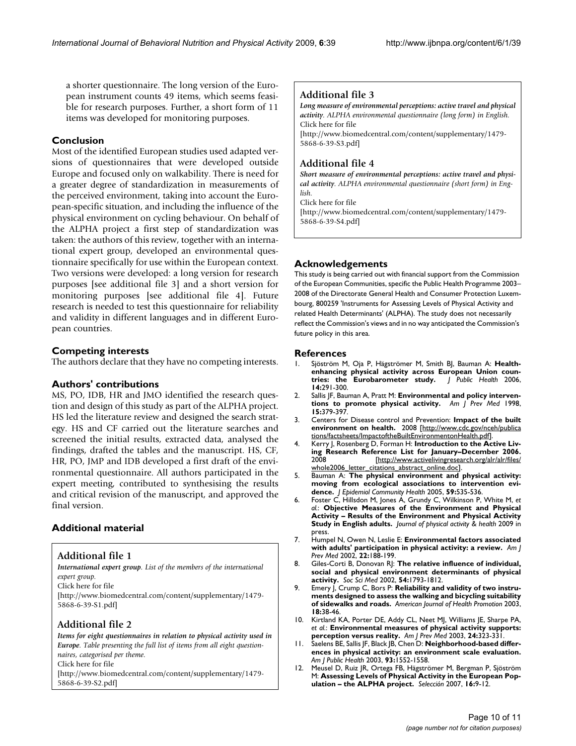a shorter questionnaire. The long version of the European instrument counts 49 items, which seems feasible for research purposes. Further, a short form of 11 items was developed for monitoring purposes.

## Conclusion

Most of the identified European studies used adapted versions of questionnaires that were developed outside Europe and focused only on walkability. There is need for a greater degree of standardization in measurements of the perceived environment, taking into account the European-specific situation, and including the influence of the physical environment on cycling behaviour. On behalf of the ALPHA project a first step of standardization was taken: the authors of this review, together with an international expert group, developed an environmental questionnaire specifically for use within the European context. Two versions were developed: a long version for research purposes [see additional file 3] and a short version for monitoring purposes [see additional file 4]. Future research is needed to test this questionnaire for reliability and validity in different languages and in different European countries.

## Competing interests

The authors declare that they have no competing interests.

## Authors' contributions

MS, PO, IDB, HR and JMO identified the research question and design of this study as part of the ALPHA project. HS led the literature review and designed the search strategy. HS and CF carried out the literature searches and screened the initial results, extracted data, analysed the findings, drafted the tables and the manuscript. HS, CF, HR, PO, JMP and IDB developed a first draft of the environmental questionnaire. All authors participated in the expert meeting, contributed to synthesising the results and critical revision of the manuscript, and approved the final version.

## Additional material

### Additional file 1

***International expert group***. *List of the members of the international expert group.*
Click here for file
[http://www.biomedcentral.com/content/supplementary/1479-5868-6-39-S1.pdf]

### Additional file 2

***Items for eight questionnaires in relation to physical activity used in Europe***. *Table presenting the full list of items from all eight questionnaires, categorised per theme.*
Click here for file
[http://www.biomedcentral.com/content/supplementary/1479-5868-6-39-S2.pdf]

### Additional file 3

***Long measure of environmental perceptions: active travel and physical activity***. *ALPHA environmental questionnaire (long form) in English.*
Click here for file
[http://www.biomedcentral.com/content/supplementary/1479-5868-6-39-S3.pdf]

### Additional file 4

***Short measure of environmental perceptions: active travel and physical activity***. *ALPHA environmental questionnaire (short form) in English.*
Click here for file
[http://www.biomedcentral.com/content/supplementary/1479-5868-6-39-S4.pdf]

## Acknowledgements

This study is being carried out with financial support from the Commission of the European Communities, specific the Public Health Programme 2003–2008 of the Directorate General Health and Consumer Protection Luxembourg, 800259 'Instruments for Assessing Levels of Physical Activity and related Health Determinants' (ALPHA). The study does not necessarily reflect the Commission's views and in no way anticipated the Commission's future policy in this area.

## References

1. Sjöström M, Oja P, Hägströmer M, Smith BJ, Bauman A: **Health-enhancing physical activity across European Union countries: the Eurobarometer study.** *J Public Health* 2006, **14:**291-300.
2. Sallis JF, Bauman A, Pratt M: **Environmental and policy interventions to promote physical activity.** *Am J Prev Med* 1998, **15:**379-397.
3. Centers for Disease control and Prevention: **Impact of the built environment on health.** 2008 [http://www.cdc.gov/nceh/publications/factsheets/ImpactoftheBuiltEnvironmentonHealth.pdf].
4. Kerry J, Rosenberg D, Forman H: **Introduction to the Active Living Research Reference List for January–December 2006.** 2008 [http://www.activelivingresearch.org/alr/alr/files/whole2006_letter_citations_abstract_online.doc].
5. Bauman A: **The physical environment and physical activity: moving from ecological associations to intervention evidence.** *J Epidemiol Community Health* 2005, **59:**535-536.
6. Foster C, Hillsdon M, Jones A, Grundy C, Wilkinson P, White M, *et al.*: **Objective Measures of the Environment and Physical Activity – Results of the Environment and Physical Activity Study in English adults.** *Journal of physical activity & health* 2009 in press.
7. Humpel N, Owen N, Leslie E: **Environmental factors associated with adults' participation in physical activity: a review.** *Am J Prev Med* 2002, **22:**188-199.
8. Giles-Corti B, Donovan RJ: **The relative influence of individual, social and physical environment determinants of physical activity.** *Soc Sci Med* 2002, **54:**1793-1812.
9. Emery J, Crump C, Bors P: **Reliability and validity of two instruments designed to assess the walking and bicycling suitability of sidewalks and roads.** *American Journal of Health Promotion* 2003, **18:**38-46.
10. Kirtland KA, Porter DE, Addy CL, Neet MJ, Williams JE, Sharpe PA, *et al.*: **Environmental measures of physical activity supports: perception versus reality.** *Am J Prev Med* 2003, **24:**323-331.
11. Saelens BE, Sallis JF, Black JB, Chen D: **Neighborhood-based differences in physical activity: an environment scale evaluation.** *Am J Public Health* 2003, **93:**1552-1558.
12. Meusel D, Ruiz JR, Ortega FB, Hägströmer M, Bergman P, Sjöström M: **Assessing Levels of Physical Activity in the European Population – the ALPHA project.** *Selección* 2007, **16:**9-12.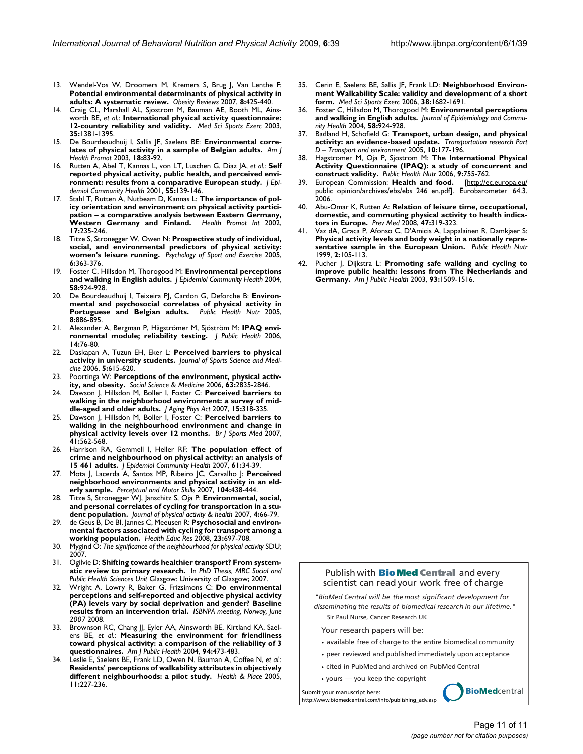13. Wendel-Vos W, Droomers M, Kremers S, Brug J, Van Lenthe F: **Potential environmental determinants of physical activity in adults: A systematic review.** *Obesity Reviews* 2007, **8:**425-440.
14. Craig CL, Marshall AL, Sjostrom M, Bauman AE, Booth ML, Ainsworth BE, *et al.*: **International physical activity questionnaire: 12-country reliability and validity.** *Med Sci Sports Exerc* 2003, **35:**1381-1395.
15. De Bourdeaudhuij I, Sallis JF, Saelens BE: **Environmental correlates of physical activity in a sample of Belgian adults.** *Am J Health Promot* 2003, **18:**83-92.
16. Rutten A, Abel T, Kannas L, von LT, Luschen G, Diaz JA, *et al.*: **Self reported physical activity, public health, and perceived environment: results from a comparative European study.** *J Epidemiol Community Health* 2001, **55:**139-146.
17. Stahl T, Rutten A, Nutbeam D, Kannas L: **The importance of policy orientation and environment on physical activity participation – a comparative analysis between Eastern Germany, Western Germany and Finland.** *Health Promot Int* 2002, **17:**235-246.
18. Titze S, Stronegger W, Owen N: **Prospective study of individual, social, and environmental predictors of physical activity: women's leisure running.** *Psychology of Sport and Exercise* 2005, **6:**363-376.
19. Foster C, Hillsdon M, Thorogood M: **Environmental perceptions and walking in English adults.** *J Epidemiol Community Health* 2004, **58:**924-928.
20. De Bourdeaudhuij I, Teixeira PJ, Cardon G, Deforche B: **Environmental and psychosocial correlates of physical activity in Portuguese and Belgian adults.** *Public Health Nutr* 2005, **8:**886-895.
21. Alexander A, Bergman P, Hägströmer M, Sjöström M: **IPAQ environmental module; reliability testing.** *J Public Health* 2006, **14:**76-80.
22. Daskapan A, Tuzun EH, Eker L: **Perceived barriers to physical activity in university students.** *Journal of Sports Science and Medicine* 2006, **5:**615-620.
23. Poortinga W: **Perceptions of the environment, physical activity, and obesity.** *Social Science & Medicine* 2006, **63:**2835-2846.
24. Dawson J, Hillsdon M, Boller I, Foster C: **Perceived barriers to walking in the neighborhood environment: a survey of middle-aged and older adults.** *J Aging Phys Act* 2007, **15:**318-335.
25. Dawson J, Hillsdon M, Boller I, Foster C: **Perceived barriers to walking in the neighbourhood environment and change in physical activity levels over 12 months.** *Br J Sports Med* 2007, **41:**562-568.
26. Harrison RA, Gemmell I, Heller RF: **The population effect of crime and neighbourhood on physical activity: an analysis of 15 461 adults.** *J Epidemiol Community Health* 2007, **61:**34-39.
27. Mota J, Lacerda A, Santos MP, Ribeiro JC, Carvalho J: **Perceived neighborhood environments and physical activity in an elderly sample.** *Perceptual and Motor Skills* 2007, **104:**438-444.
28. Titze S, Stronegger WJ, Janschitz S, Oja P: **Environmental, social, and personal correlates of cycling for transportation in a student population.** *Journal of physical activity & health* 2007, **4:**66-79.
29. de Geus B, De BI, Jannes C, Meeusen R: **Psychosocial and environmental factors associated with cycling for transport among a working population.** *Health Educ Res* 2008, **23:**697-708.
30. Mygind O: *The significance of the neighbourhood for physical activity* SDU; 2007.
31. Ogilvie D: **Shifting towards healthier transport? From systematic review to primary research.** In *PhD Thesis, MRC Social and Public Health Sciences Unit* Glasgow: University of Glasgow; 2007.
32. Wright A, Lowry R, Baker G, Frizsimons C: **Do environmental perceptions and self-reported and objective physical activity (PA) levels vary by social deprivation and gender? Baseline results from an intervention trial.** *ISBNPA meeting, Norway, June 2007* 2008.
33. Brownson RC, Chang JJ, Eyler AA, Ainsworth BE, Kirtland KA, Saelens BE, *et al.*: **Measuring the environment for friendliness toward physical activity: a comparison of the reliability of 3 questionnaires.** *Am J Public Health* 2004, **94:**473-483.
34. Leslie E, Saelens BE, Frank LD, Owen N, Bauman A, Coffee N, *et al.*: **Residents' perceptions of walkability attributes in objectively different neighbourhoods: a pilot study.** *Health & Place* 2005, **11:**227-236.
35. Cerin E, Saelens BE, Sallis JF, Frank LD: **Neighborhood Environment Walkability Scale: validity and development of a short form.** *Med Sci Sports Exerc* 2006, **38:**1682-1691.
36. Foster C, Hillsdon M, Thorogood M: **Environmental perceptions and walking in English adults.** *Journal of Epidemiology and Community Health* 2004, **58:**924-928.
37. Badland H, Schofield G: **Transport, urban design, and physical activity: an evidence-based update.** *Transportation research Part D – Transport and environment* 2005, **10:**177-196.
38. Hagstromer M, Oja P, Sjostrom M: **The International Physical Activity Questionnaire (IPAQ): a study of concurrent and construct validity.** *Public Health Nutr* 2006, **9:**755-762.
39. European Commission: **Health and food.** [http://ec.europa.eu/public_opinion/archives/ebs/ebs_246_en.pdf]. Eurobarometer 64.3. 2006.
40. Abu-Omar K, Rutten A: **Relation of leisure time, occupational, domestic, and commuting physical activity to health indicators in Europe.** *Prev Med* 2008, **47:**319-323.
41. Vaz dA, Graca P, Afonso C, D'Amicis A, Lappalainen R, Damkjaer S: **Physical activity levels and body weight in a nationally representative sample in the European Union.** *Public Health Nutr* 1999, **2:**105-113.
42. Pucher J, Dijkstra L: **Promoting safe walking and cycling to improve public health: lessons from The Netherlands and Germany.** *Am J Public Health* 2003, **93:**1509-1516.

Publish with **BioMed Central** and every scientist can read your work free of charge

*"BioMed Central will be the most significant development for disseminating the results of biomedical research in our lifetime."*
Sir Paul Nurse, Cancer Research UK

Your research papers will be:

- available free of charge to the entire biomedical community
- peer reviewed and published immediately upon acceptance
- cited in PubMed and archived on PubMed Central
- yours — you keep the copyright

Submit your manuscript here:
http://www.biomedcentral.com/info/publishing_adv.asp

BioMedcentral